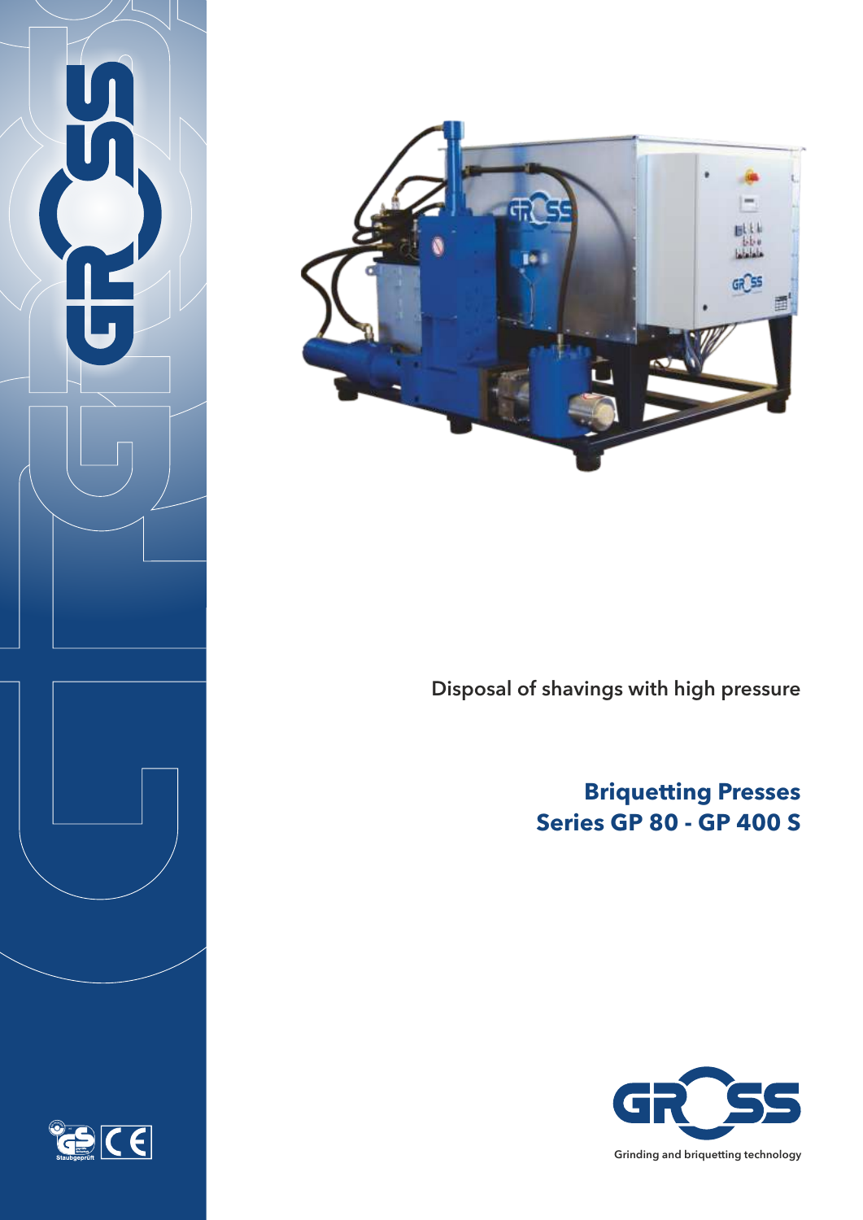Disposal of shavings with high pressure

# Briquetting Presses
# Series GP 80 - GP 400 S

Grinding and briquetting technology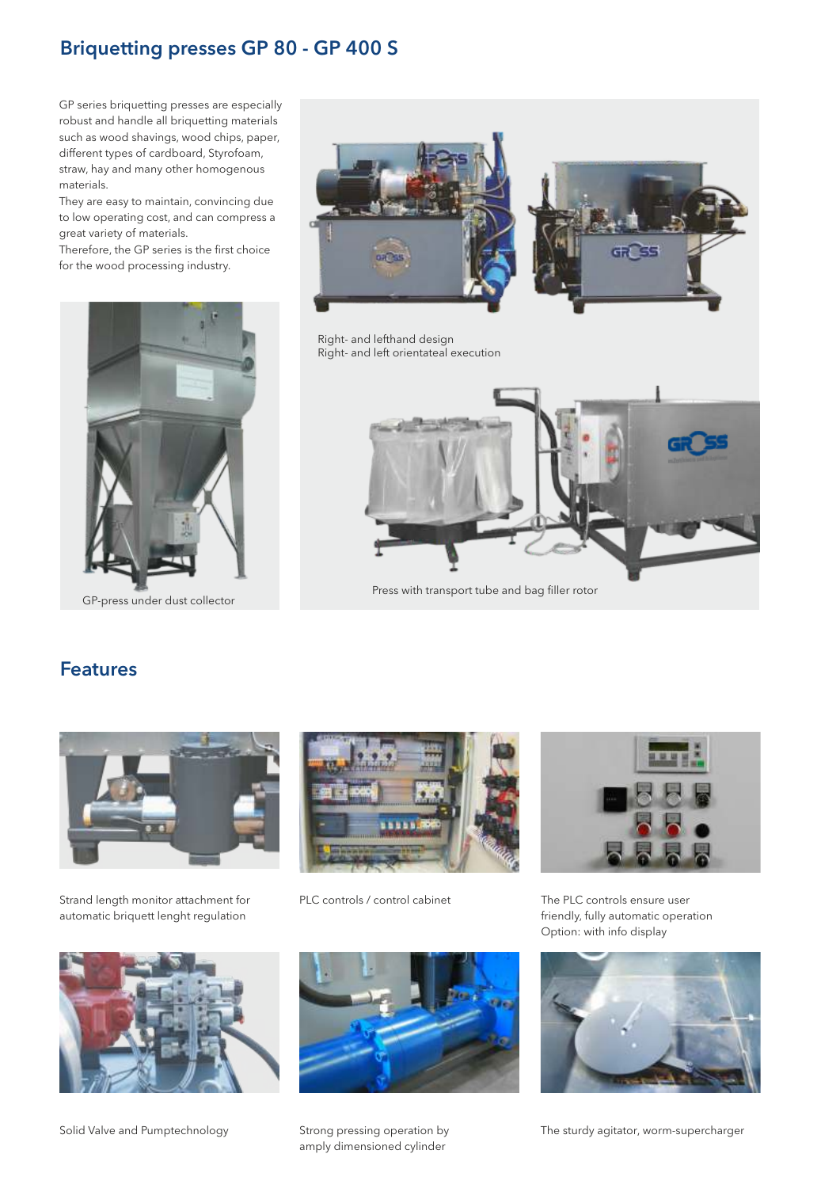## Briquetting presses GP 80 - GP 400 S

GP series briquetting presses are especially robust and handle all briquetting materials such as wood shavings, wood chips, paper, different types of cardboard, Styrofoam, straw, hay and many other homogenous materials.
They are easy to maintain, convincing due to low operating cost, and can compress a great variety of materials.
Therefore, the GP series is the first choice for the wood processing industry.

Right- and lefthand design
Right- and left orientateal execution

GP-press under dust collector

Press with transport tube and bag filler rotor

## Features

Strand length monitor attachment for automatic briquett lenght regulation

PLC controls / control cabinet

The PLC controls ensure user friendly, fully automatic operation
Option: with info display

Solid Valve and Pumptechnology

Strong pressing operation by amply dimensioned cylinder

The sturdy agitator, worm-supercharger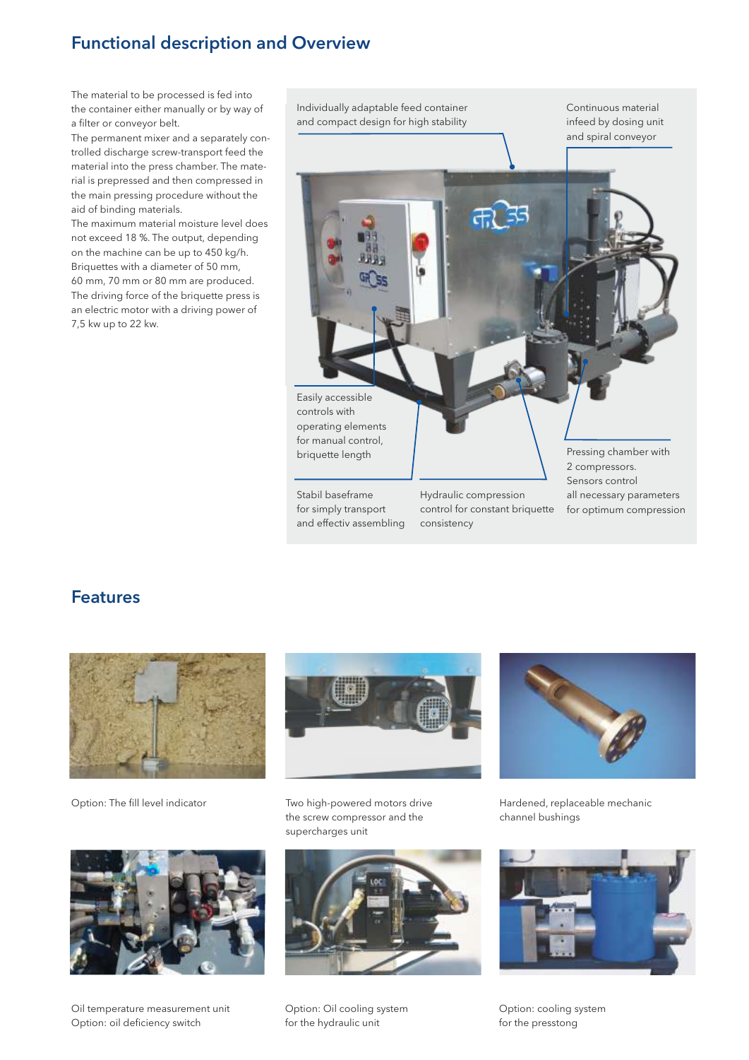## Functional description and Overview

The material to be processed is fed into the container either manually or by way of a filter or conveyor belt.
The permanent mixer and a separately controlled discharge screw-transport feed the material into the press chamber. The material is prepressed and then compressed in the main pressing procedure without the aid of binding materials.
The maximum material moisture level does not exceed 18 %. The output, depending on the machine can be up to 450 kg/h. Briquettes with a diameter of 50 mm, 60 mm, 70 mm or 80 mm are produced.
The driving force of the briquette press is an electric motor with a driving power of 7,5 kw up to 22 kw.

Individually adaptable feed container and compact design for high stability

Continuous material infeed by dosing unit and spiral conveyor

Easily accessible controls with operating elements for manual control, briquette length

Pressing chamber with 2 compressors. Sensors control all necessary parameters for optimum compression

Stabil baseframe for simply transport and effectiv assembling

Hydraulic compression control for constant briquette consistency

## Features

Option: The fill level indicator

Two high-powered motors drive the screw compressor and the supercharges unit

Hardened, replaceable mechanic channel bushings

Oil temperature measurement unit
Option: oil deficiency switch

Option: Oil cooling system for the hydraulic unit

Option: cooling system for the presstong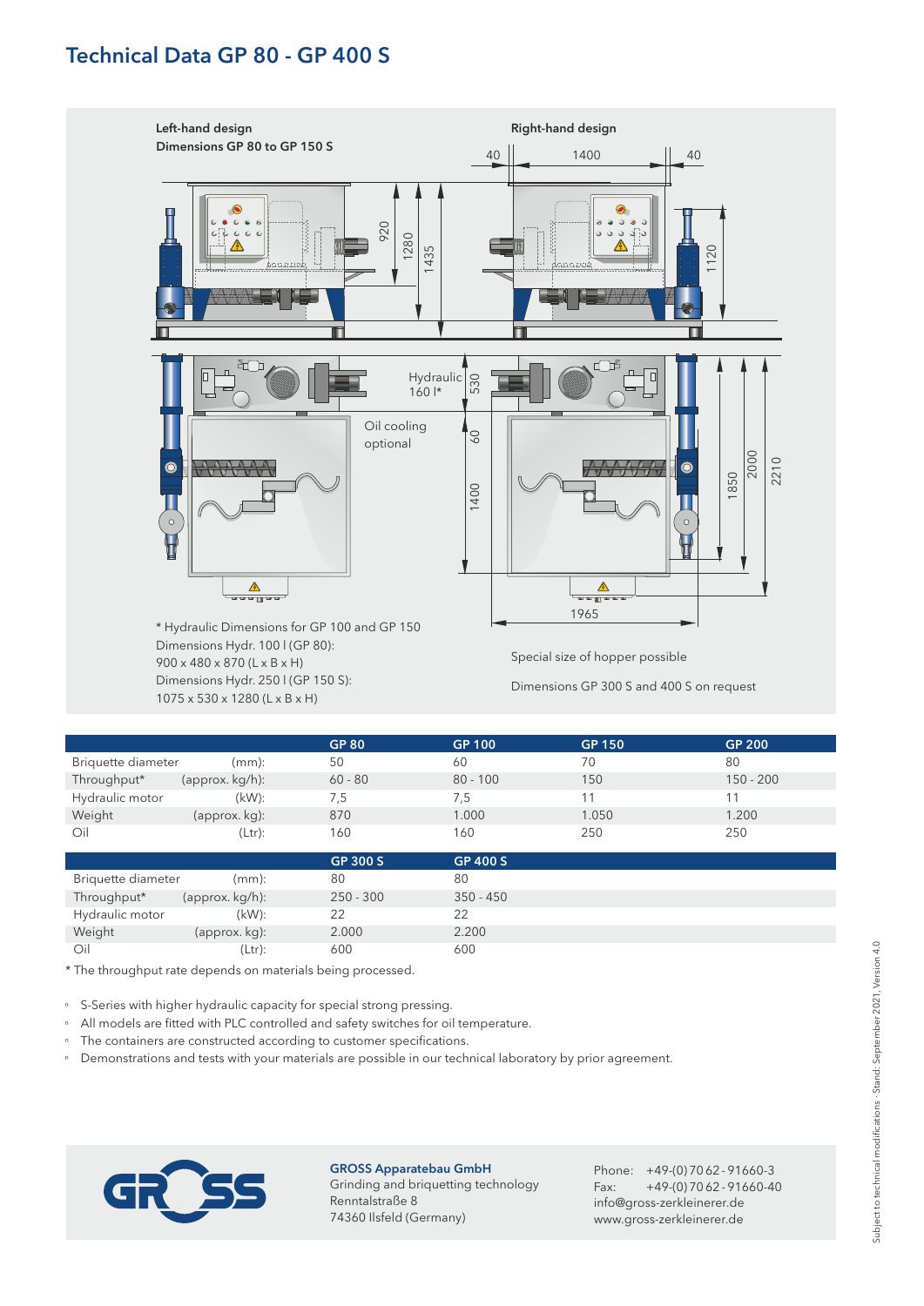# Technical Data GP 80 - GP 400 S

Left-hand design
Dimensions GP 80 to GP 150 S

Right-hand design

40
1400
40
920
1280
1435
1120
Hydraulic 160 l*
530
Oil cooling optional
60
1400
1850
2000
2210
1965

* Hydraulic Dimensions for GP 100 and GP 150
Dimensions Hydr. 100 l (GP 80):
900 x 480 x 870 (L x B x H)
Dimensions Hydr. 250 l (GP 150 S):
1075 x 530 x 1280 (L x B x H)

Special size of hopper possible

Dimensions GP 300 S and 400 S on request

| | | GP 80 | GP 100 | GP 150 | GP 200 |
|---|---|---|---|---|---|
| Briquette diameter | (mm): | 50 | 60 | 70 | 80 |
| Throughput* | (approx. kg/h): | 60 - 80 | 80 - 100 | 150 | 150 - 200 |
| Hydraulic motor | (kW): | 7,5 | 7,5 | 11 | 11 |
| Weight | (approx. kg): | 870 | 1.000 | 1.050 | 1.200 |
| Oil | (Ltr): | 160 | 160 | 250 | 250 |

| | | GP 300 S | GP 400 S |
|---|---|---|---|
| Briquette diameter | (mm): | 80 | 80 |
| Throughput* | (approx. kg/h): | 250 - 300 | 350 - 450 |
| Hydraulic motor | (kW): | 22 | 22 |
| Weight | (approx. kg): | 2.000 | 2.200 |
| Oil | (Ltr): | 600 | 600 |

* The throughput rate depends on materials being processed.

- S-Series with higher hydraulic capacity for special strong pressing.
- All models are fitted with PLC controlled and safety switches for oil temperature.
- The containers are constructed according to customer specifications.
- Demonstrations and tests with your materials are possible in our technical laboratory by prior agreement.

**GROSS Apparatebau GmbH**
Grinding and briquetting technology
Renntalstraße 8
74360 Ilsfeld (Germany)

Phone: +49-(0) 70 62 - 91660-3
Fax: +49-(0) 70 62 - 91660-40
info@gross-zerkleinerer.de
www.gross-zerkleinerer.de

Subject to technical modifications · Stand: September 2021, Version 4.0